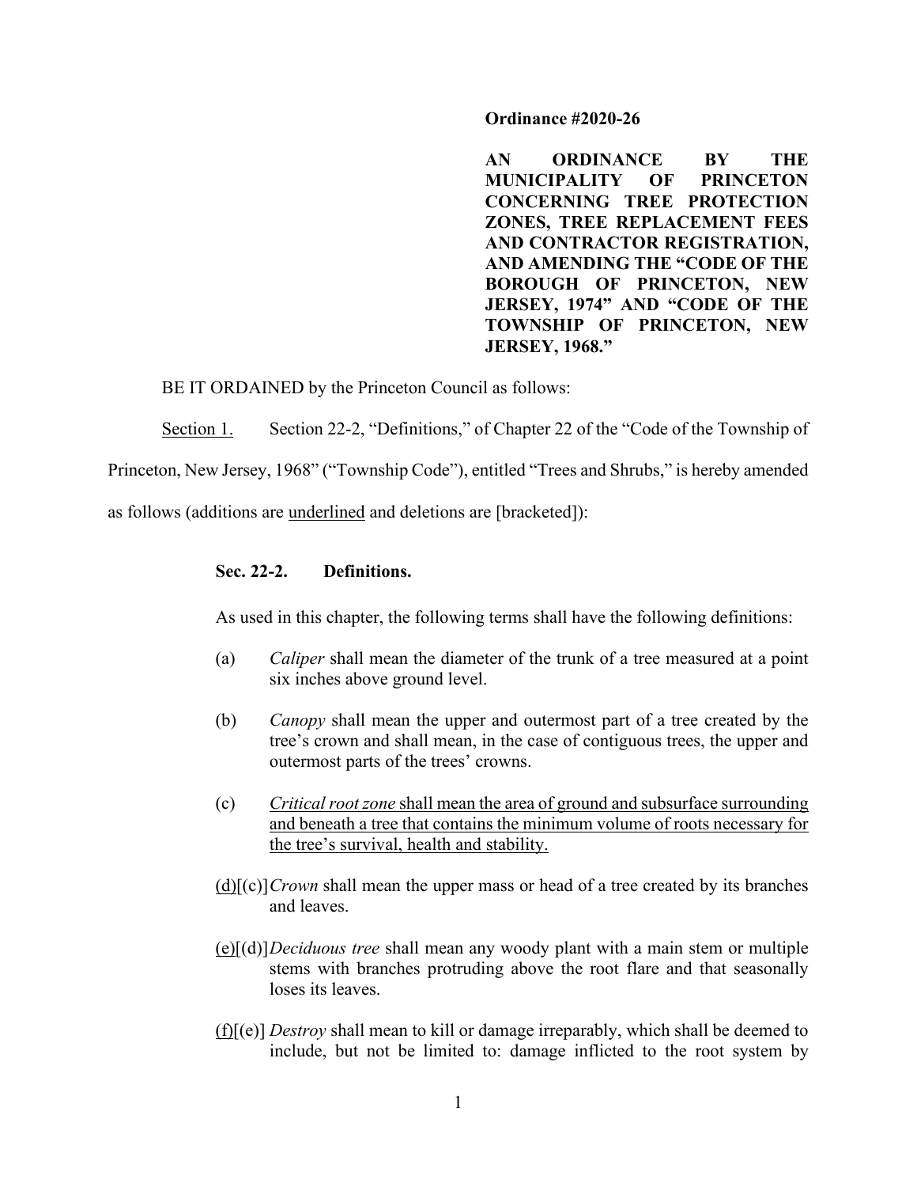**Ordinance #2020-26**

**AN ORDINANCE BY THE MUNICIPALITY OF PRINCETON CONCERNING TREE PROTECTION ZONES, TREE REPLACEMENT FEES AND CONTRACTOR REGISTRATION, AND AMENDING THE "CODE OF THE BOROUGH OF PRINCETON, NEW JERSEY, 1974" AND "CODE OF THE TOWNSHIP OF PRINCETON, NEW JERSEY, 1968."**

BE IT ORDAINED by the Princeton Council as follows:

<u>Section 1.</u> Section 22-2, "Definitions," of Chapter 22 of the "Code of the Township of Princeton, New Jersey, 1968" ("Township Code"), entitled "Trees and Shrubs," is hereby amended as follows (additions are <u>underlined</u> and deletions are [bracketed]):

**Sec. 22-2. Definitions.**

As used in this chapter, the following terms shall have the following definitions:

(a) *Caliper* shall mean the diameter of the trunk of a tree measured at a point six inches above ground level.

(b) *Canopy* shall mean the upper and outermost part of a tree created by the tree's crown and shall mean, in the case of contiguous trees, the upper and outermost parts of the trees' crowns.

(c) <u>*Critical root zone* shall mean the area of ground and subsurface surrounding and beneath a tree that contains the minimum volume of roots necessary for the tree's survival, health and stability.</u>

<u>(d)</u>[(c)] *Crown* shall mean the upper mass or head of a tree created by its branches and leaves.

<u>(e)</u>[(d)] *Deciduous tree* shall mean any woody plant with a main stem or multiple stems with branches protruding above the root flare and that seasonally loses its leaves.

<u>(f)</u>[(e)] *Destroy* shall mean to kill or damage irreparably, which shall be deemed to include, but not be limited to: damage inflicted to the root system by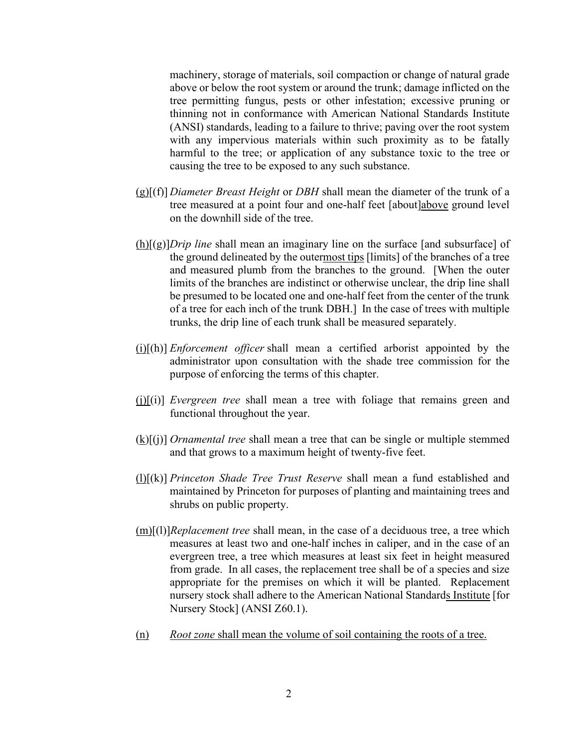machinery, storage of materials, soil compaction or change of natural grade above or below the root system or around the trunk; damage inflicted on the tree permitting fungus, pests or other infestation; excessive pruning or thinning not in conformance with American National Standards Institute (ANSI) standards, leading to a failure to thrive; paving over the root system with any impervious materials within such proximity as to be fatally harmful to the tree; or application of any substance toxic to the tree or causing the tree to be exposed to any such substance.

<u>(g)</u>[(f)] *Diameter Breast Height* or *DBH* shall mean the diameter of the trunk of a tree measured at a point four and one-half feet [about]<u>above</u> ground level on the downhill side of the tree.

<u>(h)</u>[(g)]*Drip line* shall mean an imaginary line on the surface [and subsurface] of the ground delineated by the outer<u>most tips</u> [limits] of the branches of a tree and measured plumb from the branches to the ground. [When the outer limits of the branches are indistinct or otherwise unclear, the drip line shall be presumed to be located one and one-half feet from the center of the trunk of a tree for each inch of the trunk DBH.] In the case of trees with multiple trunks, the drip line of each trunk shall be measured separately.

<u>(i)</u>[(h)] *Enforcement officer* shall mean a certified arborist appointed by the administrator upon consultation with the shade tree commission for the purpose of enforcing the terms of this chapter.

<u>(j)</u>[(i)] *Evergreen tree* shall mean a tree with foliage that remains green and functional throughout the year.

<u>(k)</u>[(j)] *Ornamental tree* shall mean a tree that can be single or multiple stemmed and that grows to a maximum height of twenty-five feet.

<u>(l)</u>[(k)] *Princeton Shade Tree Trust Reserve* shall mean a fund established and maintained by Princeton for purposes of planting and maintaining trees and shrubs on public property.

<u>(m)</u>[(l)]*Replacement tree* shall mean, in the case of a deciduous tree, a tree which measures at least two and one-half inches in caliper, and in the case of an evergreen tree, a tree which measures at least six feet in height measured from grade. In all cases, the replacement tree shall be of a species and size appropriate for the premises on which it will be planted. Replacement nursery stock shall adhere to the American National Standard<u>s Institute</u> [for Nursery Stock] (ANSI Z60.1).

<u>(n)</u> <u>*Root zone* shall mean the volume of soil containing the roots of a tree.</u>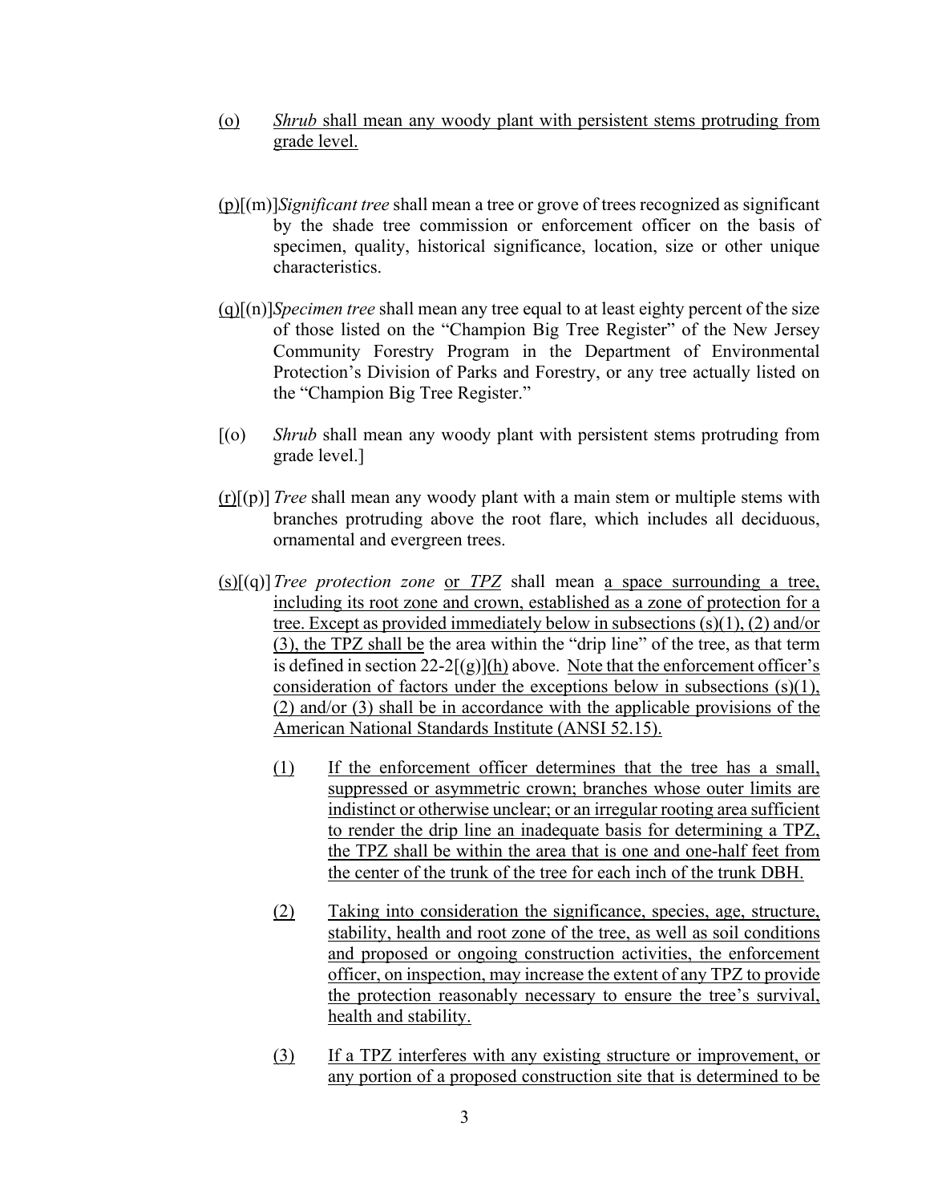(o) *Shrub* shall mean any woody plant with persistent stems protruding from grade level.

(p)[(m)]*Significant tree* shall mean a tree or grove of trees recognized as significant by the shade tree commission or enforcement officer on the basis of specimen, quality, historical significance, location, size or other unique characteristics.

(q)[(n)]*Specimen tree* shall mean any tree equal to at least eighty percent of the size of those listed on the "Champion Big Tree Register" of the New Jersey Community Forestry Program in the Department of Environmental Protection's Division of Parks and Forestry, or any tree actually listed on the "Champion Big Tree Register."

[(o) *Shrub* shall mean any woody plant with persistent stems protruding from grade level.]

(r)[(p)] *Tree* shall mean any woody plant with a main stem or multiple stems with branches protruding above the root flare, which includes all deciduous, ornamental and evergreen trees.

(s)[(q)] *Tree protection zone* or *TPZ* shall mean a space surrounding a tree, including its root zone and crown, established as a zone of protection for a tree. Except as provided immediately below in subsections (s)(1), (2) and/or (3), the TPZ shall be the area within the "drip line" of the tree, as that term is defined in section 22-2[(g)](h) above. Note that the enforcement officer's consideration of factors under the exceptions below in subsections (s)(1), (2) and/or (3) shall be in accordance with the applicable provisions of the American National Standards Institute (ANSI 52.15).

(1) If the enforcement officer determines that the tree has a small, suppressed or asymmetric crown; branches whose outer limits are indistinct or otherwise unclear; or an irregular rooting area sufficient to render the drip line an inadequate basis for determining a TPZ, the TPZ shall be within the area that is one and one-half feet from the center of the trunk of the tree for each inch of the trunk DBH.

(2) Taking into consideration the significance, species, age, structure, stability, health and root zone of the tree, as well as soil conditions and proposed or ongoing construction activities, the enforcement officer, on inspection, may increase the extent of any TPZ to provide the protection reasonably necessary to ensure the tree's survival, health and stability.

(3) If a TPZ interferes with any existing structure or improvement, or any portion of a proposed construction site that is determined to be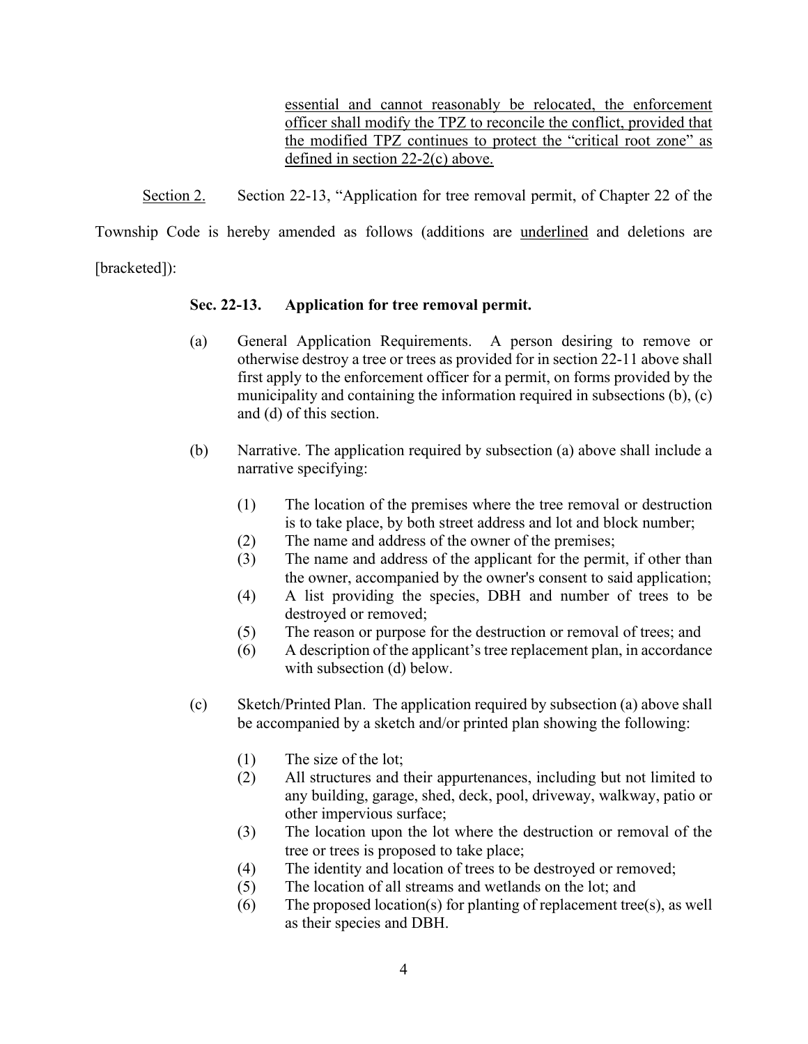<u>essential and cannot reasonably be relocated, the enforcement officer shall modify the TPZ to reconcile the conflict, provided that the modified TPZ continues to protect the "critical root zone" as defined in section 22-2(c) above.</u>

<u>Section 2.</u> Section 22-13, "Application for tree removal permit, of Chapter 22 of the Township Code is hereby amended as follows (additions are <u>underlined</u> and deletions are [bracketed]):

**Sec. 22-13. Application for tree removal permit.**

(a) General Application Requirements. A person desiring to remove or otherwise destroy a tree or trees as provided for in section 22-11 above shall first apply to the enforcement officer for a permit, on forms provided by the municipality and containing the information required in subsections (b), (c) and (d) of this section.

(b) Narrative. The application required by subsection (a) above shall include a narrative specifying:

(1) The location of the premises where the tree removal or destruction is to take place, by both street address and lot and block number;
(2) The name and address of the owner of the premises;
(3) The name and address of the applicant for the permit, if other than the owner, accompanied by the owner's consent to said application;
(4) A list providing the species, DBH and number of trees to be destroyed or removed;
(5) The reason or purpose for the destruction or removal of trees; and
(6) A description of the applicant's tree replacement plan, in accordance with subsection (d) below.

(c) Sketch/Printed Plan. The application required by subsection (a) above shall be accompanied by a sketch and/or printed plan showing the following:

(1) The size of the lot;
(2) All structures and their appurtenances, including but not limited to any building, garage, shed, deck, pool, driveway, walkway, patio or other impervious surface;
(3) The location upon the lot where the destruction or removal of the tree or trees is proposed to take place;
(4) The identity and location of trees to be destroyed or removed;
(5) The location of all streams and wetlands on the lot; and
(6) The proposed location(s) for planting of replacement tree(s), as well as their species and DBH.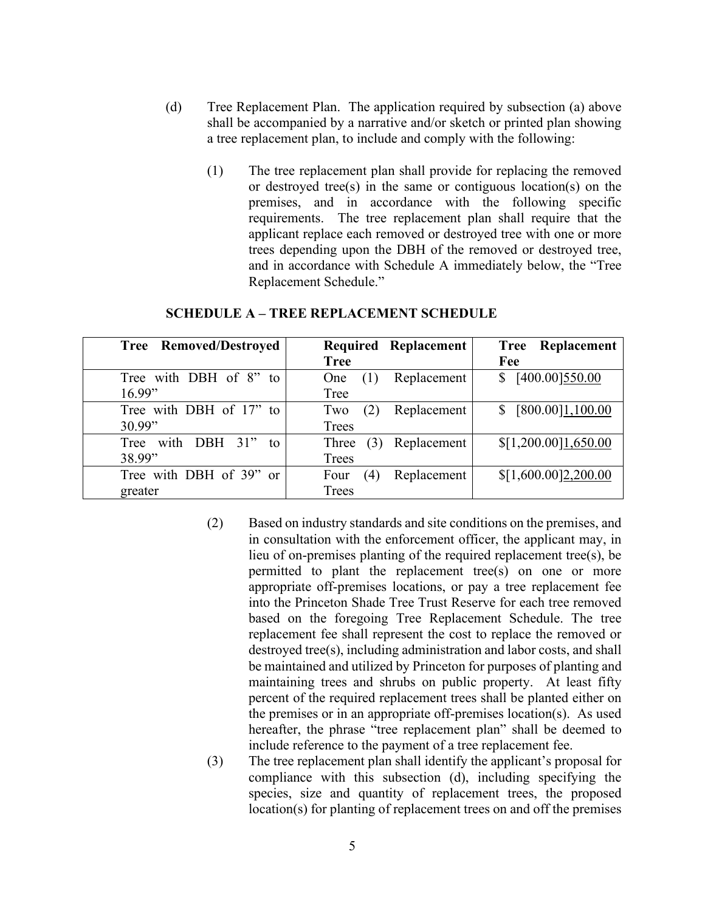(d) Tree Replacement Plan. The application required by subsection (a) above shall be accompanied by a narrative and/or sketch or printed plan showing a tree replacement plan, to include and comply with the following:

(1) The tree replacement plan shall provide for replacing the removed or destroyed tree(s) in the same or contiguous location(s) on the premises, and in accordance with the following specific requirements. The tree replacement plan shall require that the applicant replace each removed or destroyed tree with one or more trees depending upon the DBH of the removed or destroyed tree, and in accordance with Schedule A immediately below, the "Tree Replacement Schedule."

**SCHEDULE A – TREE REPLACEMENT SCHEDULE**

| **Tree Removed/Destroyed** | **Required Replacement Tree** | **Tree Replacement Fee** |
|---|---|---|
| Tree with DBH of 8" to 16.99" | One (1) Replacement Tree | $ [400.00]<u>550.00</u> |
| Tree with DBH of 17" to 30.99" | Two (2) Replacement Trees | $ [800.00]<u>1,100.00</u> |
| Tree with DBH 31" to 38.99" | Three (3) Replacement Trees | $[1,200.00]<u>1,650.00</u> |
| Tree with DBH of 39" or greater | Four (4) Replacement Trees | $[1,600.00]<u>2,200.00</u> |

(2) Based on industry standards and site conditions on the premises, and in consultation with the enforcement officer, the applicant may, in lieu of on-premises planting of the required replacement tree(s), be permitted to plant the replacement tree(s) on one or more appropriate off-premises locations, or pay a tree replacement fee into the Princeton Shade Tree Trust Reserve for each tree removed based on the foregoing Tree Replacement Schedule. The tree replacement fee shall represent the cost to replace the removed or destroyed tree(s), including administration and labor costs, and shall be maintained and utilized by Princeton for purposes of planting and maintaining trees and shrubs on public property. At least fifty percent of the required replacement trees shall be planted either on the premises or in an appropriate off-premises location(s). As used hereafter, the phrase "tree replacement plan" shall be deemed to include reference to the payment of a tree replacement fee.

(3) The tree replacement plan shall identify the applicant's proposal for compliance with this subsection (d), including specifying the species, size and quantity of replacement trees, the proposed location(s) for planting of replacement trees on and off the premises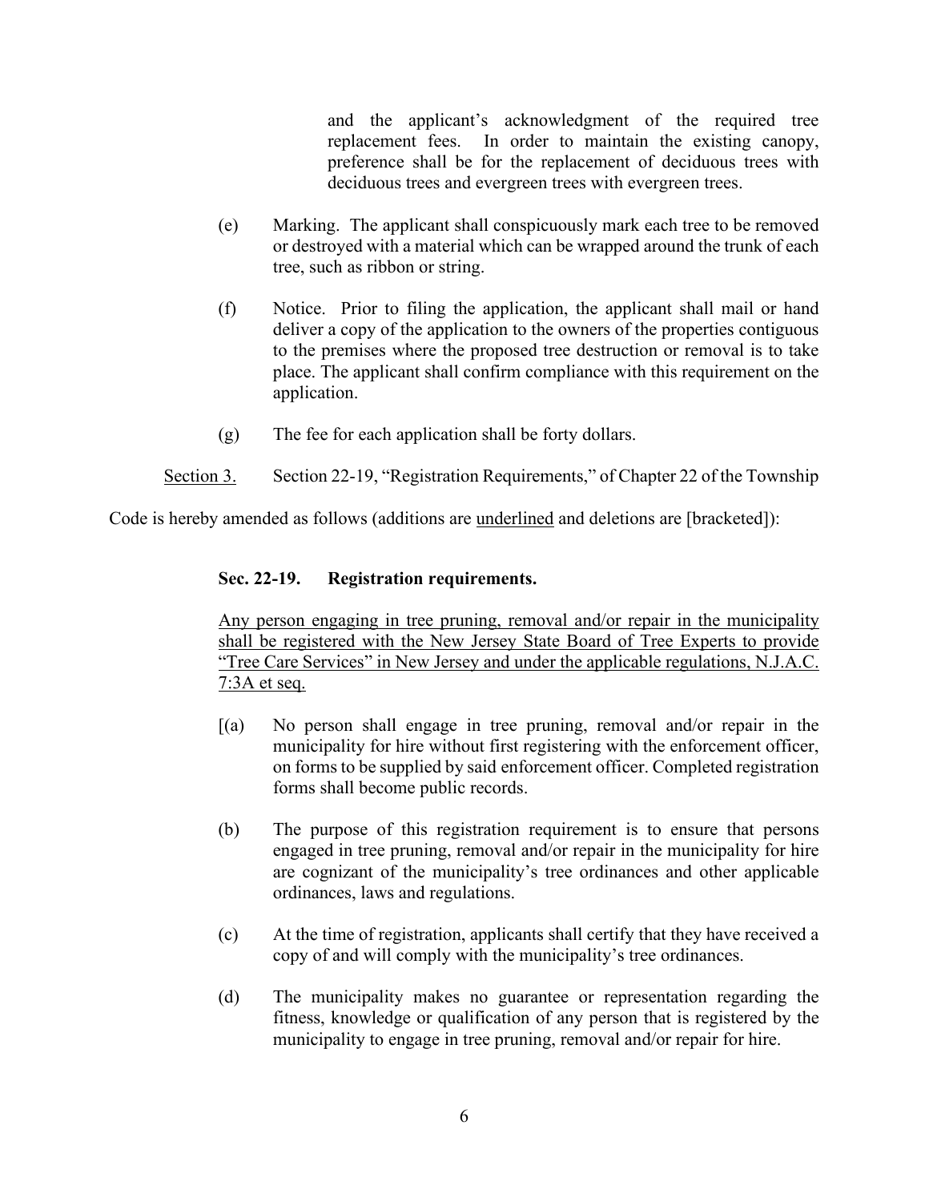and the applicant's acknowledgment of the required tree replacement fees. In order to maintain the existing canopy, preference shall be for the replacement of deciduous trees with deciduous trees and evergreen trees with evergreen trees.

(e) Marking. The applicant shall conspicuously mark each tree to be removed or destroyed with a material which can be wrapped around the trunk of each tree, such as ribbon or string.

(f) Notice. Prior to filing the application, the applicant shall mail or hand deliver a copy of the application to the owners of the properties contiguous to the premises where the proposed tree destruction or removal is to take place. The applicant shall confirm compliance with this requirement on the application.

(g) The fee for each application shall be forty dollars.

<u>Section 3.</u> Section 22-19, "Registration Requirements," of Chapter 22 of the Township Code is hereby amended as follows (additions are <u>underlined</u> and deletions are [bracketed]):

**Sec. 22-19. Registration requirements.**

<u>Any person engaging in tree pruning, removal and/or repair in the municipality shall be registered with the New Jersey State Board of Tree Experts to provide "Tree Care Services" in New Jersey and under the applicable regulations, N.J.A.C. 7:3A et seq.</u>

[(a) No person shall engage in tree pruning, removal and/or repair in the municipality for hire without first registering with the enforcement officer, on forms to be supplied by said enforcement officer. Completed registration forms shall become public records.

(b) The purpose of this registration requirement is to ensure that persons engaged in tree pruning, removal and/or repair in the municipality for hire are cognizant of the municipality's tree ordinances and other applicable ordinances, laws and regulations.

(c) At the time of registration, applicants shall certify that they have received a copy of and will comply with the municipality's tree ordinances.

(d) The municipality makes no guarantee or representation regarding the fitness, knowledge or qualification of any person that is registered by the municipality to engage in tree pruning, removal and/or repair for hire.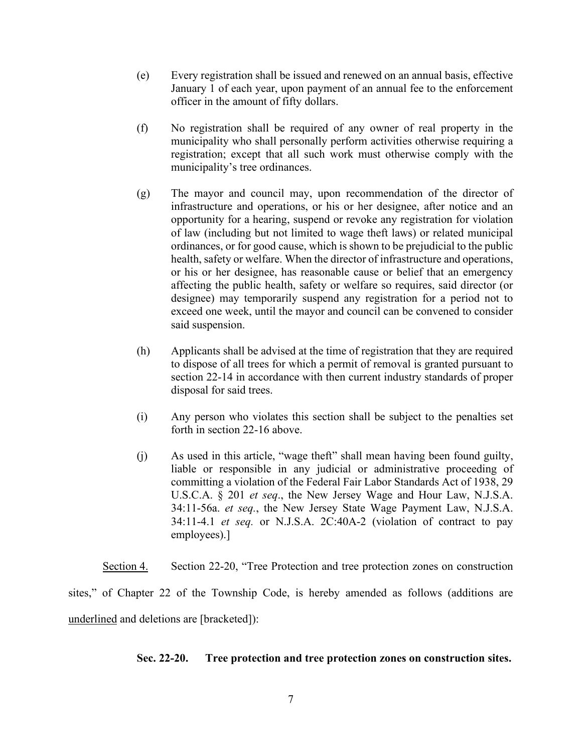(e) Every registration shall be issued and renewed on an annual basis, effective January 1 of each year, upon payment of an annual fee to the enforcement officer in the amount of fifty dollars.

(f) No registration shall be required of any owner of real property in the municipality who shall personally perform activities otherwise requiring a registration; except that all such work must otherwise comply with the municipality's tree ordinances.

(g) The mayor and council may, upon recommendation of the director of infrastructure and operations, or his or her designee, after notice and an opportunity for a hearing, suspend or revoke any registration for violation of law (including but not limited to wage theft laws) or related municipal ordinances, or for good cause, which is shown to be prejudicial to the public health, safety or welfare. When the director of infrastructure and operations, or his or her designee, has reasonable cause or belief that an emergency affecting the public health, safety or welfare so requires, said director (or designee) may temporarily suspend any registration for a period not to exceed one week, until the mayor and council can be convened to consider said suspension.

(h) Applicants shall be advised at the time of registration that they are required to dispose of all trees for which a permit of removal is granted pursuant to section 22-14 in accordance with then current industry standards of proper disposal for said trees.

(i) Any person who violates this section shall be subject to the penalties set forth in section 22-16 above.

(j) As used in this article, "wage theft" shall mean having been found guilty, liable or responsible in any judicial or administrative proceeding of committing a violation of the Federal Fair Labor Standards Act of 1938, 29 U.S.C.A. § 201 *et seq*., the New Jersey Wage and Hour Law, N.J.S.A. 34:11-56a. *et seq.*, the New Jersey State Wage Payment Law, N.J.S.A. 34:11-4.1 *et seq.* or N.J.S.A. 2C:40A-2 (violation of contract to pay employees).]

<u>Section 4.</u> Section 22-20, "Tree Protection and tree protection zones on construction sites," of Chapter 22 of the Township Code, is hereby amended as follows (additions are <u>underlined</u> and deletions are [bracketed]):

**Sec. 22-20. Tree protection and tree protection zones on construction sites.**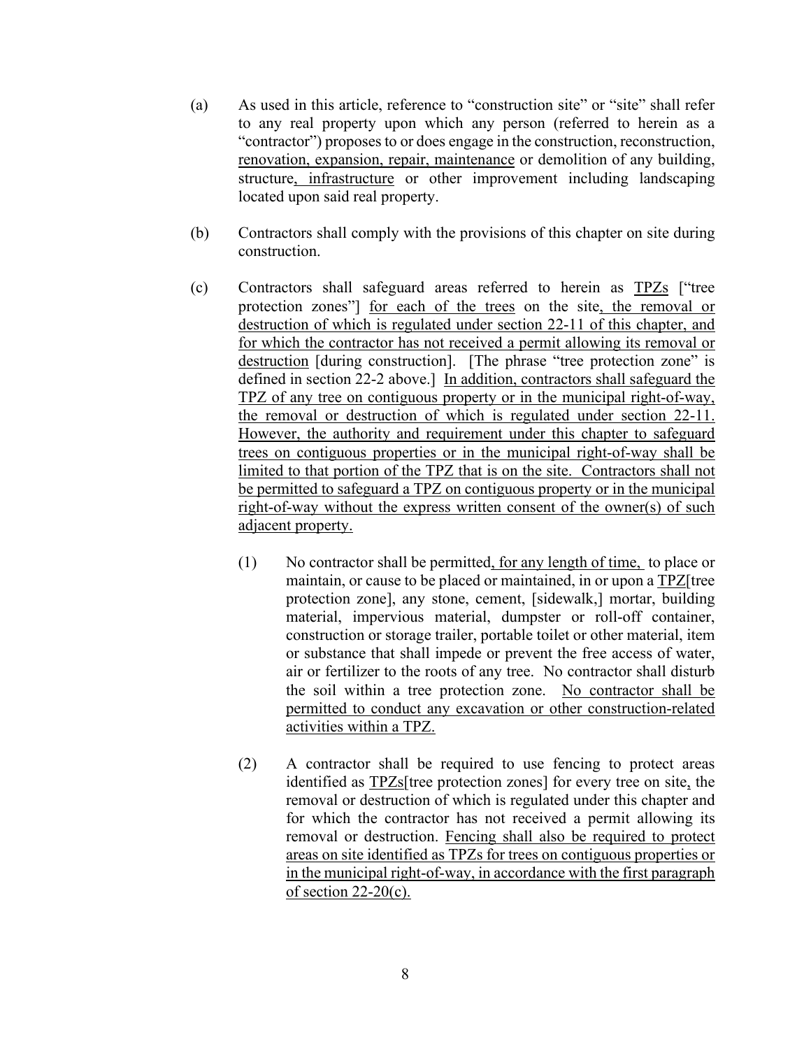(a) As used in this article, reference to "construction site" or "site" shall refer to any real property upon which any person (referred to herein as a "contractor") proposes to or does engage in the construction, reconstruction, renovation, expansion, repair, maintenance or demolition of any building, structure, infrastructure or other improvement including landscaping located upon said real property.

(b) Contractors shall comply with the provisions of this chapter on site during construction.

(c) Contractors shall safeguard areas referred to herein as TPZs ["tree protection zones"] for each of the trees on the site, the removal or destruction of which is regulated under section 22-11 of this chapter, and for which the contractor has not received a permit allowing its removal or destruction [during construction]. [The phrase "tree protection zone" is defined in section 22-2 above.] In addition, contractors shall safeguard the TPZ of any tree on contiguous property or in the municipal right-of-way, the removal or destruction of which is regulated under section 22-11. However, the authority and requirement under this chapter to safeguard trees on contiguous properties or in the municipal right-of-way shall be limited to that portion of the TPZ that is on the site. Contractors shall not be permitted to safeguard a TPZ on contiguous property or in the municipal right-of-way without the express written consent of the owner(s) of such adjacent property.

   (1) No contractor shall be permitted, for any length of time, to place or maintain, or cause to be placed or maintained, in or upon a TPZ[tree protection zone], any stone, cement, [sidewalk,] mortar, building material, impervious material, dumpster or roll-off container, construction or storage trailer, portable toilet or other material, item or substance that shall impede or prevent the free access of water, air or fertilizer to the roots of any tree. No contractor shall disturb the soil within a tree protection zone. No contractor shall be permitted to conduct any excavation or other construction-related activities within a TPZ.

   (2) A contractor shall be required to use fencing to protect areas identified as TPZs[tree protection zones] for every tree on site, the removal or destruction of which is regulated under this chapter and for which the contractor has not received a permit allowing its removal or destruction. Fencing shall also be required to protect areas on site identified as TPZs for trees on contiguous properties or in the municipal right-of-way, in accordance with the first paragraph of section 22-20(c).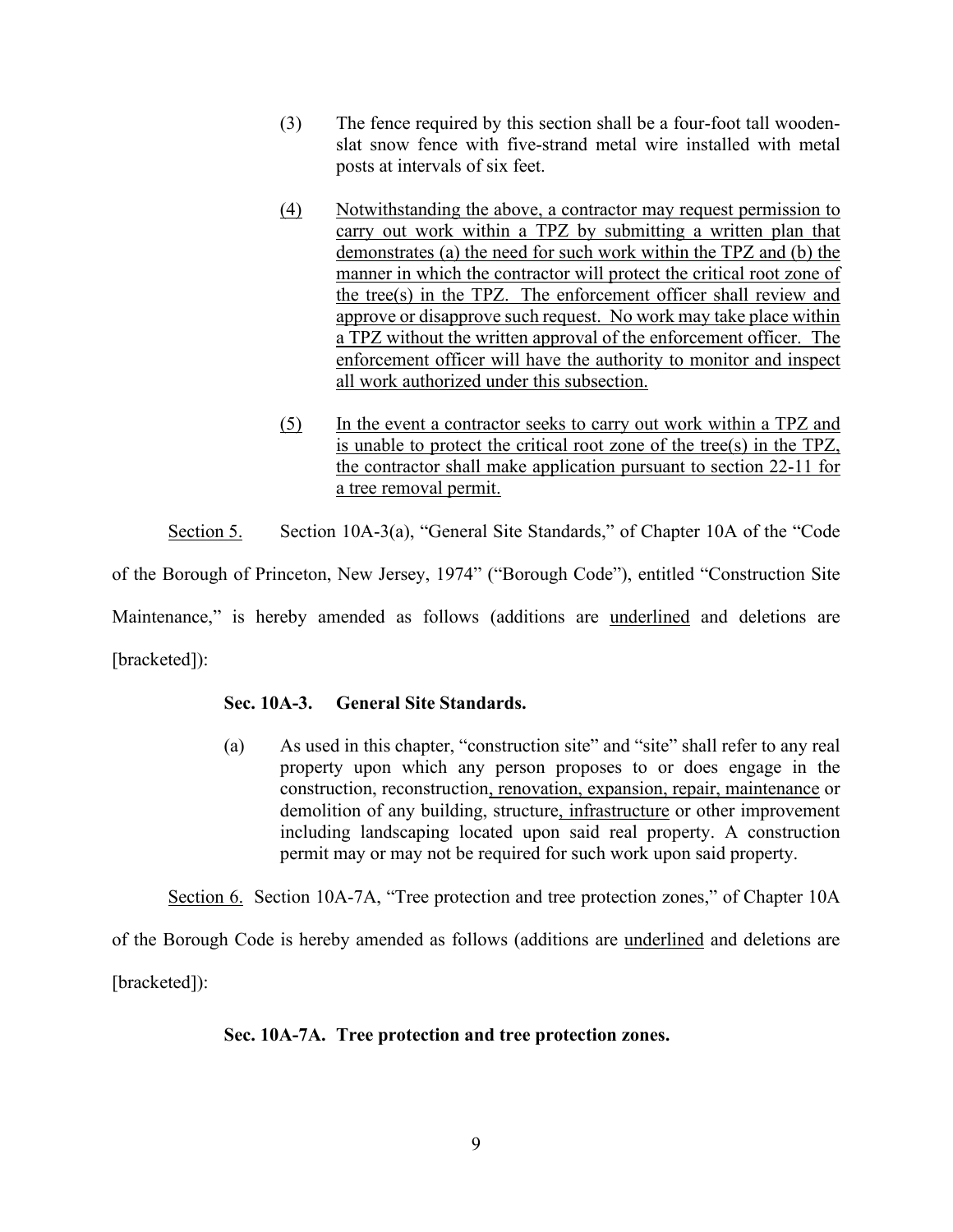(3) The fence required by this section shall be a four-foot tall wooden-slat snow fence with five-strand metal wire installed with metal posts at intervals of six feet.

<u>(4)</u> <u>Notwithstanding the above, a contractor may request permission to carry out work within a TPZ by submitting a written plan that demonstrates (a) the need for such work within the TPZ and (b) the manner in which the contractor will protect the critical root zone of the tree(s) in the TPZ. The enforcement officer shall review and approve or disapprove such request. No work may take place within a TPZ without the written approval of the enforcement officer. The enforcement officer will have the authority to monitor and inspect all work authorized under this subsection.</u>

<u>(5)</u> <u>In the event a contractor seeks to carry out work within a TPZ and is unable to protect the critical root zone of the tree(s) in the TPZ, the contractor shall make application pursuant to section 22-11 for a tree removal permit.</u>

<u>Section 5.</u> Section 10A-3(a), "General Site Standards," of Chapter 10A of the "Code of the Borough of Princeton, New Jersey, 1974" ("Borough Code"), entitled "Construction Site Maintenance," is hereby amended as follows (additions are <u>underlined</u> and deletions are [bracketed]):

**Sec. 10A-3. General Site Standards.**

(a) As used in this chapter, "construction site" and "site" shall refer to any real property upon which any person proposes to or does engage in the construction, reconstruction<u>, renovation, expansion, repair, maintenance</u> or demolition of any building, structure<u>, infrastructure</u> or other improvement including landscaping located upon said real property. A construction permit may or may not be required for such work upon said property.

<u>Section 6.</u> Section 10A-7A, "Tree protection and tree protection zones," of Chapter 10A of the Borough Code is hereby amended as follows (additions are <u>underlined</u> and deletions are [bracketed]):

**Sec. 10A-7A. Tree protection and tree protection zones.**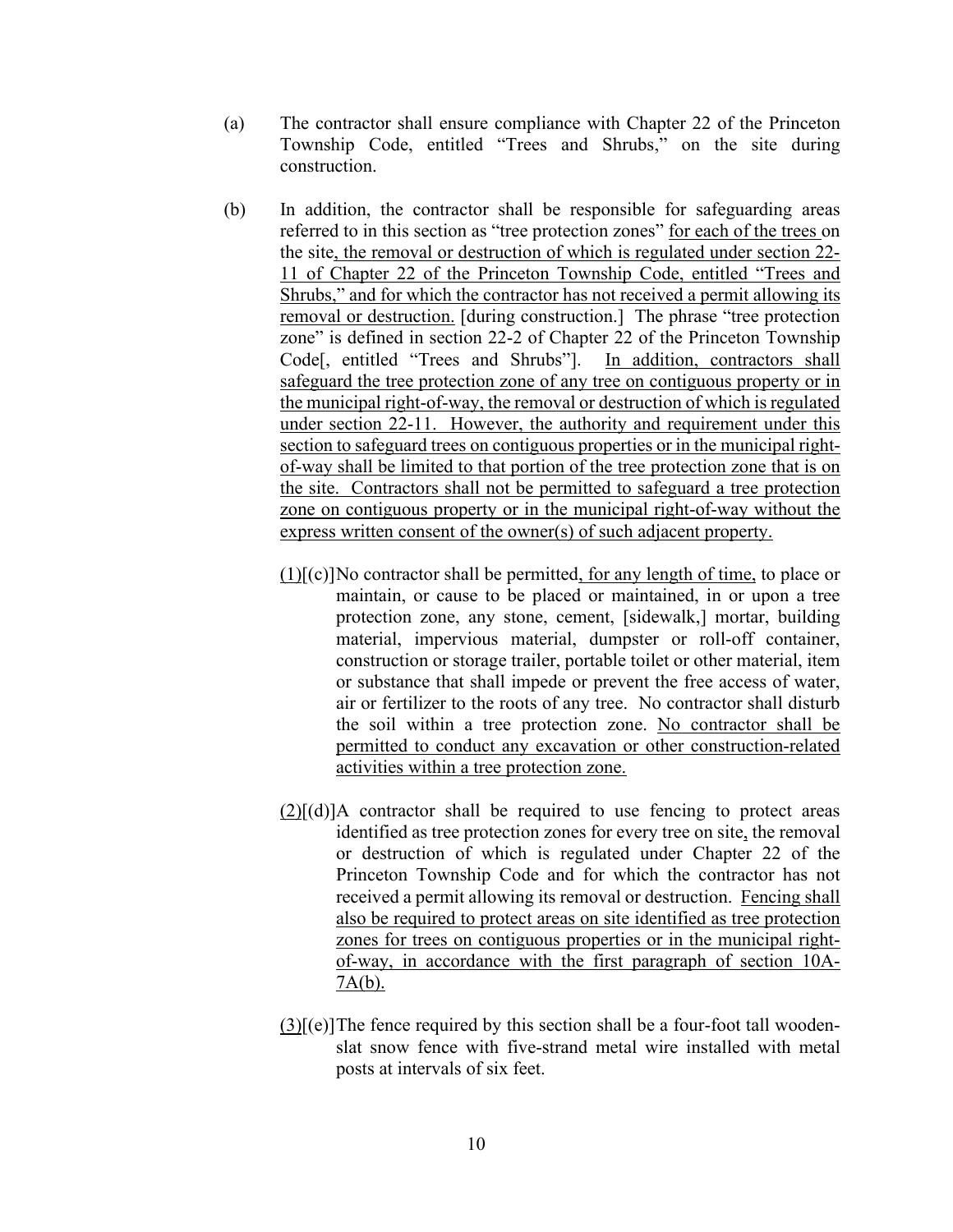(a) The contractor shall ensure compliance with Chapter 22 of the Princeton Township Code, entitled "Trees and Shrubs," on the site during construction.

(b) In addition, the contractor shall be responsible for safeguarding areas referred to in this section as "tree protection zones" <u>for each of the trees</u> on the site<u>, the removal or destruction of which is regulated under section 22-11 of Chapter 22 of the Princeton Township Code, entitled "Trees and Shrubs," and for which the contractor has not received a permit allowing its removal or destruction.</u> [during construction.] The phrase "tree protection zone" is defined in section 22-2 of Chapter 22 of the Princeton Township Code[, entitled "Trees and Shrubs"]. <u>In addition, contractors shall safeguard the tree protection zone of any tree on contiguous property or in the municipal right-of-way, the removal or destruction of which is regulated under section 22-11. However, the authority and requirement under this section to safeguard trees on contiguous properties or in the municipal right-of-way shall be limited to that portion of the tree protection zone that is on the site. Contractors shall not be permitted to safeguard a tree protection zone on contiguous property or in the municipal right-of-way without the express written consent of the owner(s) of such adjacent property.</u>

<u>(1)</u>[(c)]No contractor shall be permitted<u>, for any length of time,</u> to place or maintain, or cause to be placed or maintained, in or upon a tree protection zone, any stone, cement, [sidewalk,] mortar, building material, impervious material, dumpster or roll-off container, construction or storage trailer, portable toilet or other material, item or substance that shall impede or prevent the free access of water, air or fertilizer to the roots of any tree. No contractor shall disturb the soil within a tree protection zone. <u>No contractor shall be permitted to conduct any excavation or other construction-related activities within a tree protection zone.</u>

<u>(2)</u>[(d)]A contractor shall be required to use fencing to protect areas identified as tree protection zones for every tree on site<u>,</u> the removal or destruction of which is regulated under Chapter 22 of the Princeton Township Code and for which the contractor has not received a permit allowing its removal or destruction. <u>Fencing shall also be required to protect areas on site identified as tree protection zones for trees on contiguous properties or in the municipal right-of-way, in accordance with the first paragraph of section 10A-7A(b).</u>

<u>(3)</u>[(e)]The fence required by this section shall be a four-foot tall wooden-slat snow fence with five-strand metal wire installed with metal posts at intervals of six feet.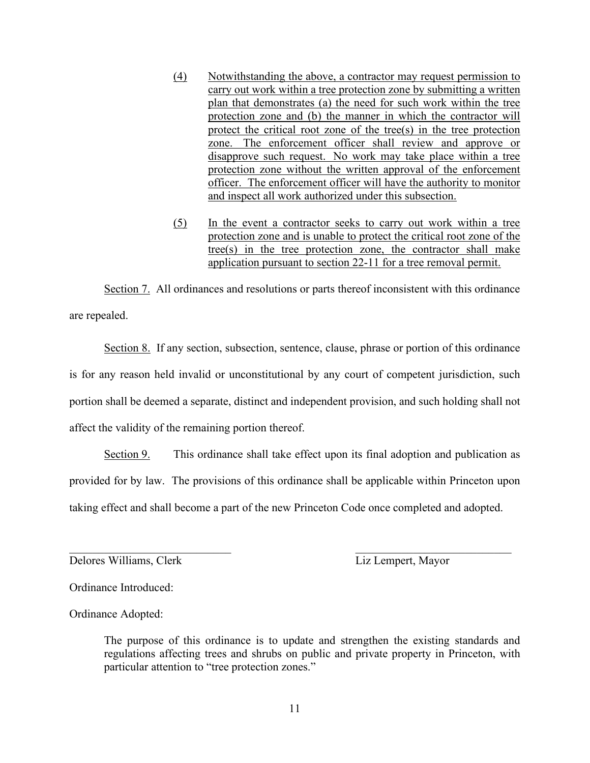(4) Notwithstanding the above, a contractor may request permission to carry out work within a tree protection zone by submitting a written plan that demonstrates (a) the need for such work within the tree protection zone and (b) the manner in which the contractor will protect the critical root zone of the tree(s) in the tree protection zone. The enforcement officer shall review and approve or disapprove such request. No work may take place within a tree protection zone without the written approval of the enforcement officer. The enforcement officer will have the authority to monitor and inspect all work authorized under this subsection.

(5) In the event a contractor seeks to carry out work within a tree protection zone and is unable to protect the critical root zone of the tree(s) in the tree protection zone, the contractor shall make application pursuant to section 22-11 for a tree removal permit.

Section 7. All ordinances and resolutions or parts thereof inconsistent with this ordinance are repealed.

Section 8. If any section, subsection, sentence, clause, phrase or portion of this ordinance is for any reason held invalid or unconstitutional by any court of competent jurisdiction, such portion shall be deemed a separate, distinct and independent provision, and such holding shall not affect the validity of the remaining portion thereof.

Section 9. This ordinance shall take effect upon its final adoption and publication as provided for by law. The provisions of this ordinance shall be applicable within Princeton upon taking effect and shall become a part of the new Princeton Code once completed and adopted.

______________________________ ______________________________

Delores Williams, Clerk Liz Lempert, Mayor

Ordinance Introduced:

Ordinance Adopted:

The purpose of this ordinance is to update and strengthen the existing standards and regulations affecting trees and shrubs on public and private property in Princeton, with particular attention to "tree protection zones."